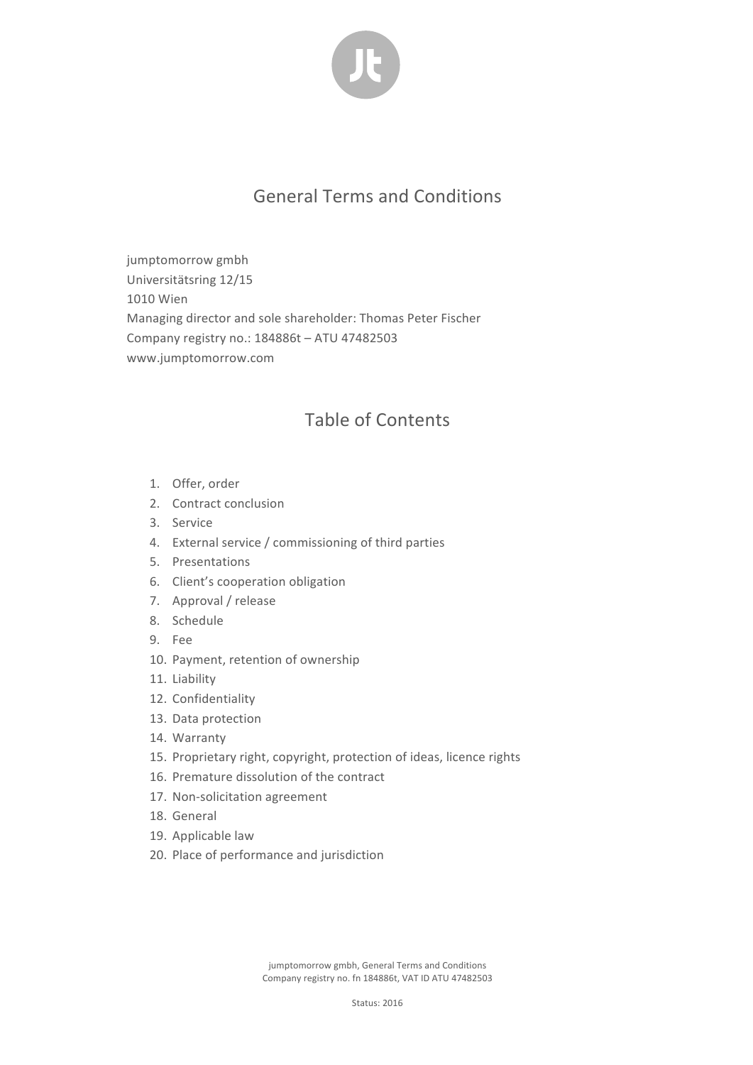# General Terms and Conditions

jumptomorrow gmbh
Universitätsring 12/15
1010 Wien
Managing director and sole shareholder: Thomas Peter Fischer
Company registry no.: 184886t – ATU 47482503
www.jumptomorrow.com

## Table of Contents

1. Offer, order
2. Contract conclusion
3. Service
4. External service / commissioning of third parties
5. Presentations
6. Client's cooperation obligation
7. Approval / release
8. Schedule
9. Fee
10. Payment, retention of ownership
11. Liability
12. Confidentiality
13. Data protection
14. Warranty
15. Proprietary right, copyright, protection of ideas, licence rights
16. Premature dissolution of the contract
17. Non-solicitation agreement
18. General
19. Applicable law
20. Place of performance and jurisdiction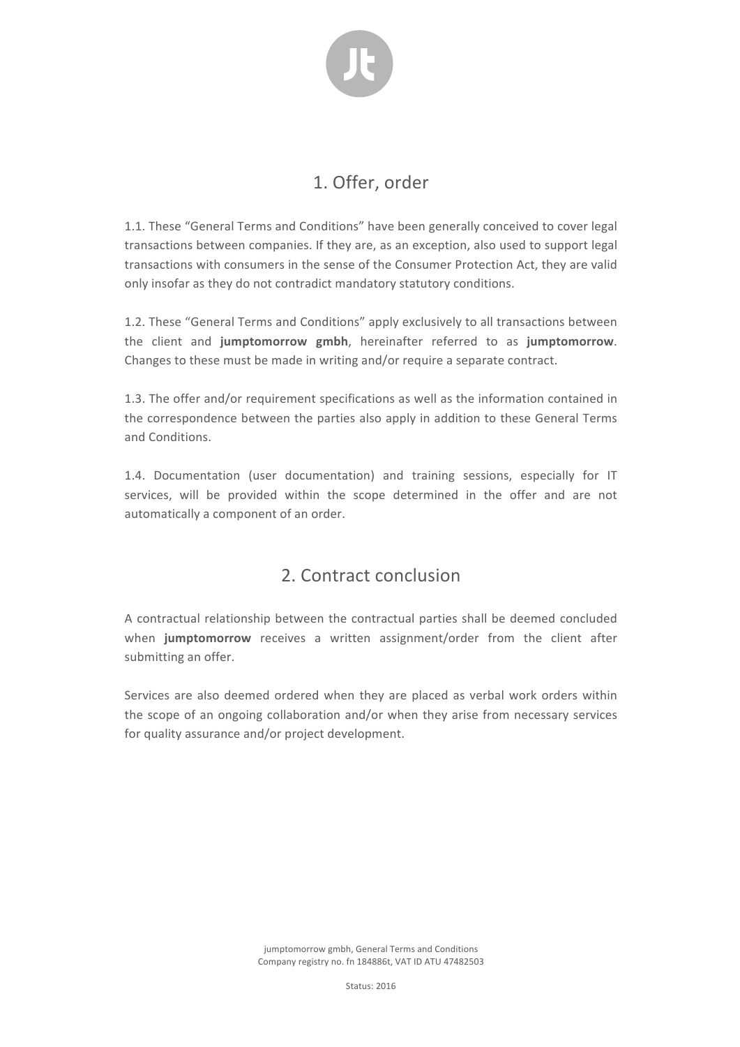# 1. Offer, order

1.1. These "General Terms and Conditions" have been generally conceived to cover legal transactions between companies. If they are, as an exception, also used to support legal transactions with consumers in the sense of the Consumer Protection Act, they are valid only insofar as they do not contradict mandatory statutory conditions.

1.2. These "General Terms and Conditions" apply exclusively to all transactions between the client and **jumptomorrow gmbh**, hereinafter referred to as **jumptomorrow**. Changes to these must be made in writing and/or require a separate contract.

1.3. The offer and/or requirement specifications as well as the information contained in the correspondence between the parties also apply in addition to these General Terms and Conditions.

1.4. Documentation (user documentation) and training sessions, especially for IT services, will be provided within the scope determined in the offer and are not automatically a component of an order.

# 2. Contract conclusion

A contractual relationship between the contractual parties shall be deemed concluded when **jumptomorrow** receives a written assignment/order from the client after submitting an offer.

Services are also deemed ordered when they are placed as verbal work orders within the scope of an ongoing collaboration and/or when they arise from necessary services for quality assurance and/or project development.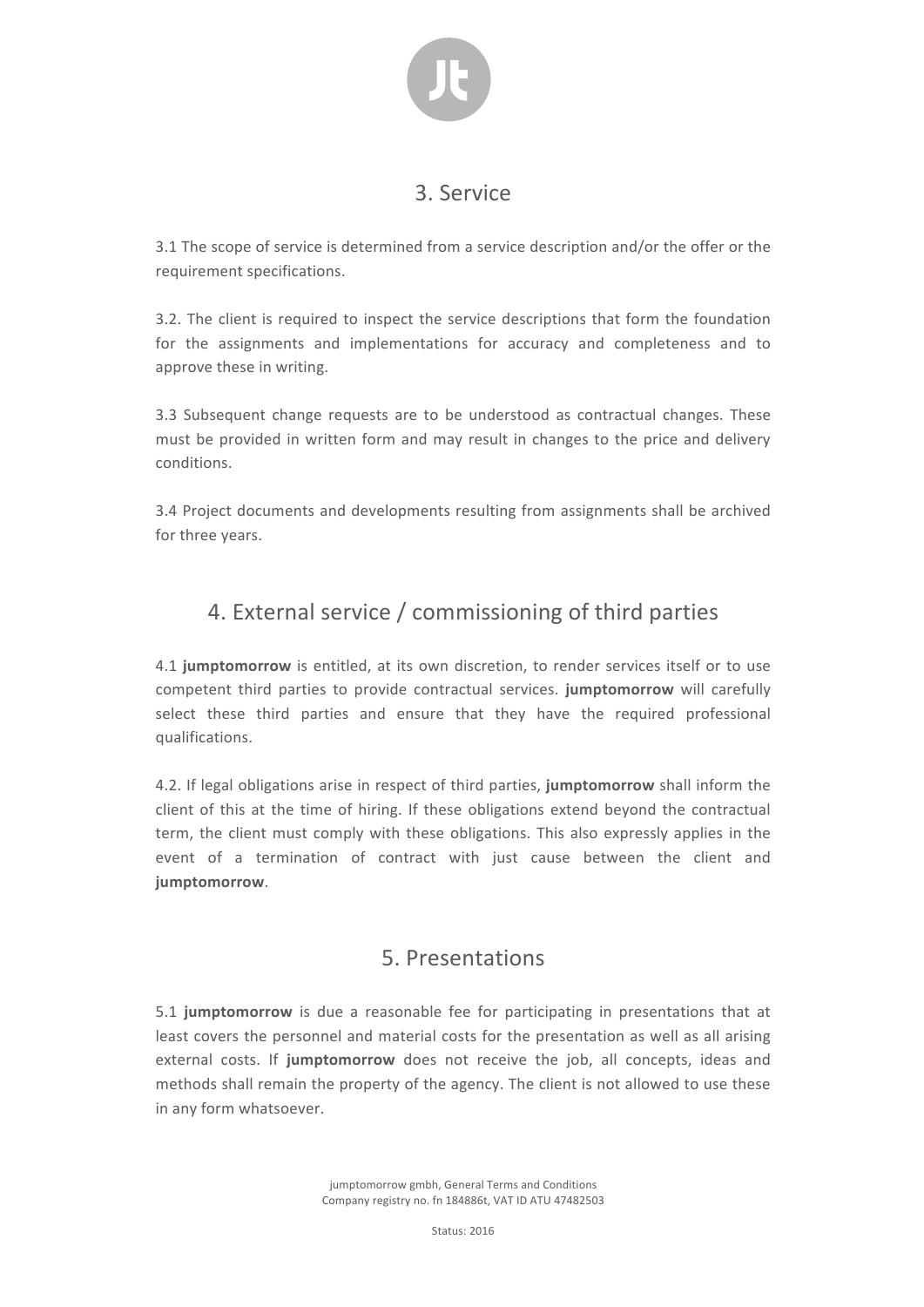## 3. Service

3.1 The scope of service is determined from a service description and/or the offer or the requirement specifications.

3.2. The client is required to inspect the service descriptions that form the foundation for the assignments and implementations for accuracy and completeness and to approve these in writing.

3.3 Subsequent change requests are to be understood as contractual changes. These must be provided in written form and may result in changes to the price and delivery conditions.

3.4 Project documents and developments resulting from assignments shall be archived for three years.

## 4. External service / commissioning of third parties

4.1 **jumptomorrow** is entitled, at its own discretion, to render services itself or to use competent third parties to provide contractual services. **jumptomorrow** will carefully select these third parties and ensure that they have the required professional qualifications.

4.2. If legal obligations arise in respect of third parties, **jumptomorrow** shall inform the client of this at the time of hiring. If these obligations extend beyond the contractual term, the client must comply with these obligations. This also expressly applies in the event of a termination of contract with just cause between the client and **jumptomorrow**.

## 5. Presentations

5.1 **jumptomorrow** is due a reasonable fee for participating in presentations that at least covers the personnel and material costs for the presentation as well as all arising external costs. If **jumptomorrow** does not receive the job, all concepts, ideas and methods shall remain the property of the agency. The client is not allowed to use these in any form whatsoever.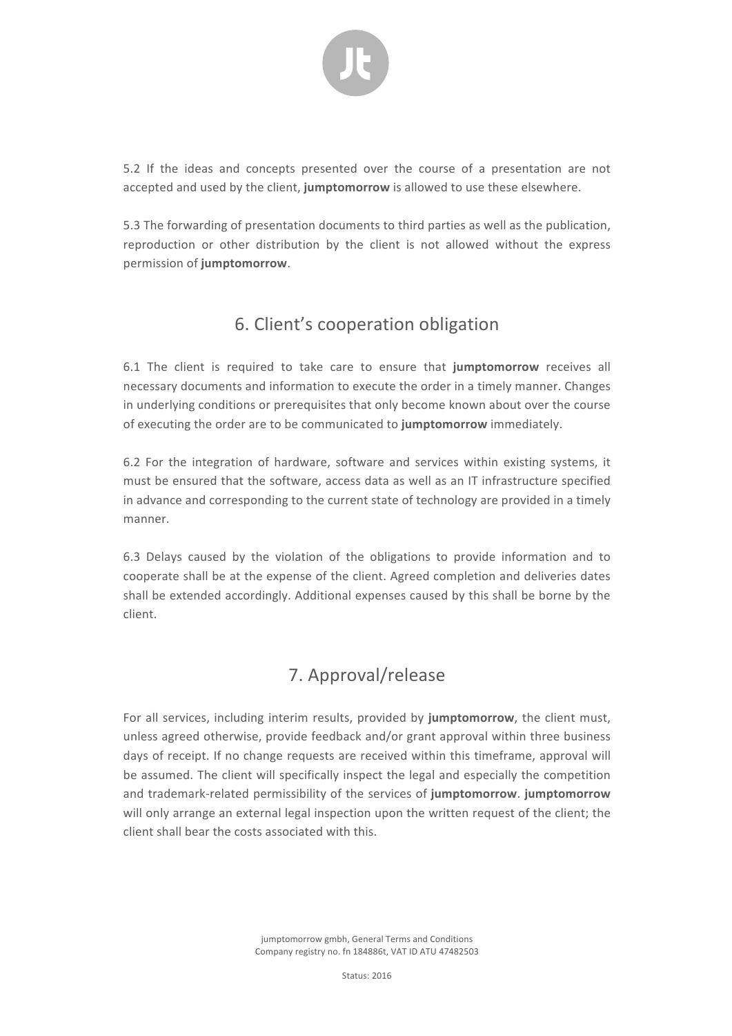5.2 If the ideas and concepts presented over the course of a presentation are not accepted and used by the client, **jumptomorrow** is allowed to use these elsewhere.

5.3 The forwarding of presentation documents to third parties as well as the publication, reproduction or other distribution by the client is not allowed without the express permission of **jumptomorrow**.

## 6. Client's cooperation obligation

6.1 The client is required to take care to ensure that **jumptomorrow** receives all necessary documents and information to execute the order in a timely manner. Changes in underlying conditions or prerequisites that only become known about over the course of executing the order are to be communicated to **jumptomorrow** immediately.

6.2 For the integration of hardware, software and services within existing systems, it must be ensured that the software, access data as well as an IT infrastructure specified in advance and corresponding to the current state of technology are provided in a timely manner.

6.3 Delays caused by the violation of the obligations to provide information and to cooperate shall be at the expense of the client. Agreed completion and deliveries dates shall be extended accordingly. Additional expenses caused by this shall be borne by the client.

## 7. Approval/release

For all services, including interim results, provided by **jumptomorrow**, the client must, unless agreed otherwise, provide feedback and/or grant approval within three business days of receipt. If no change requests are received within this timeframe, approval will be assumed. The client will specifically inspect the legal and especially the competition and trademark-related permissibility of the services of **jumptomorrow**. **jumptomorrow** will only arrange an external legal inspection upon the written request of the client; the client shall bear the costs associated with this.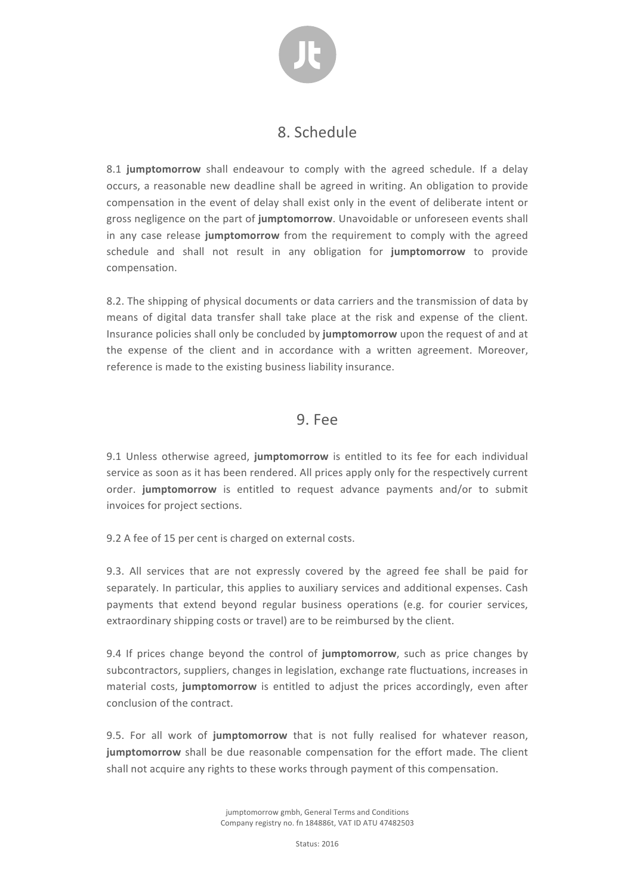# 8. Schedule

8.1 **jumptomorrow** shall endeavour to comply with the agreed schedule. If a delay occurs, a reasonable new deadline shall be agreed in writing. An obligation to provide compensation in the event of delay shall exist only in the event of deliberate intent or gross negligence on the part of **jumptomorrow**. Unavoidable or unforeseen events shall in any case release **jumptomorrow** from the requirement to comply with the agreed schedule and shall not result in any obligation for **jumptomorrow** to provide compensation.

8.2. The shipping of physical documents or data carriers and the transmission of data by means of digital data transfer shall take place at the risk and expense of the client. Insurance policies shall only be concluded by **jumptomorrow** upon the request of and at the expense of the client and in accordance with a written agreement. Moreover, reference is made to the existing business liability insurance.

# 9. Fee

9.1 Unless otherwise agreed, **jumptomorrow** is entitled to its fee for each individual service as soon as it has been rendered. All prices apply only for the respectively current order. **jumptomorrow** is entitled to request advance payments and/or to submit invoices for project sections.

9.2 A fee of 15 per cent is charged on external costs.

9.3. All services that are not expressly covered by the agreed fee shall be paid for separately. In particular, this applies to auxiliary services and additional expenses. Cash payments that extend beyond regular business operations (e.g. for courier services, extraordinary shipping costs or travel) are to be reimbursed by the client.

9.4 If prices change beyond the control of **jumptomorrow**, such as price changes by subcontractors, suppliers, changes in legislation, exchange rate fluctuations, increases in material costs, **jumptomorrow** is entitled to adjust the prices accordingly, even after conclusion of the contract.

9.5. For all work of **jumptomorrow** that is not fully realised for whatever reason, **jumptomorrow** shall be due reasonable compensation for the effort made. The client shall not acquire any rights to these works through payment of this compensation.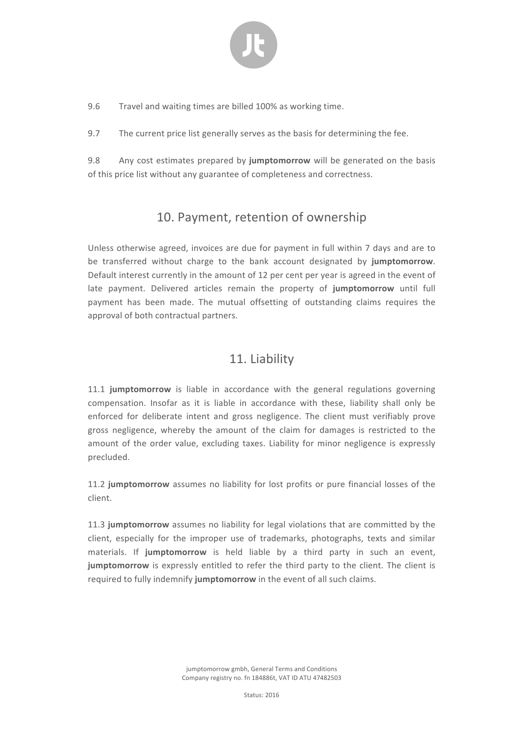9.6 Travel and waiting times are billed 100% as working time.

9.7 The current price list generally serves as the basis for determining the fee.

9.8 Any cost estimates prepared by **jumptomorrow** will be generated on the basis of this price list without any guarantee of completeness and correctness.

## 10. Payment, retention of ownership

Unless otherwise agreed, invoices are due for payment in full within 7 days and are to be transferred without charge to the bank account designated by **jumptomorrow**. Default interest currently in the amount of 12 per cent per year is agreed in the event of late payment. Delivered articles remain the property of **jumptomorrow** until full payment has been made. The mutual offsetting of outstanding claims requires the approval of both contractual partners.

## 11. Liability

11.1 **jumptomorrow** is liable in accordance with the general regulations governing compensation. Insofar as it is liable in accordance with these, liability shall only be enforced for deliberate intent and gross negligence. The client must verifiably prove gross negligence, whereby the amount of the claim for damages is restricted to the amount of the order value, excluding taxes. Liability for minor negligence is expressly precluded.

11.2 **jumptomorrow** assumes no liability for lost profits or pure financial losses of the client.

11.3 **jumptomorrow** assumes no liability for legal violations that are committed by the client, especially for the improper use of trademarks, photographs, texts and similar materials. If **jumptomorrow** is held liable by a third party in such an event, **jumptomorrow** is expressly entitled to refer the third party to the client. The client is required to fully indemnify **jumptomorrow** in the event of all such claims.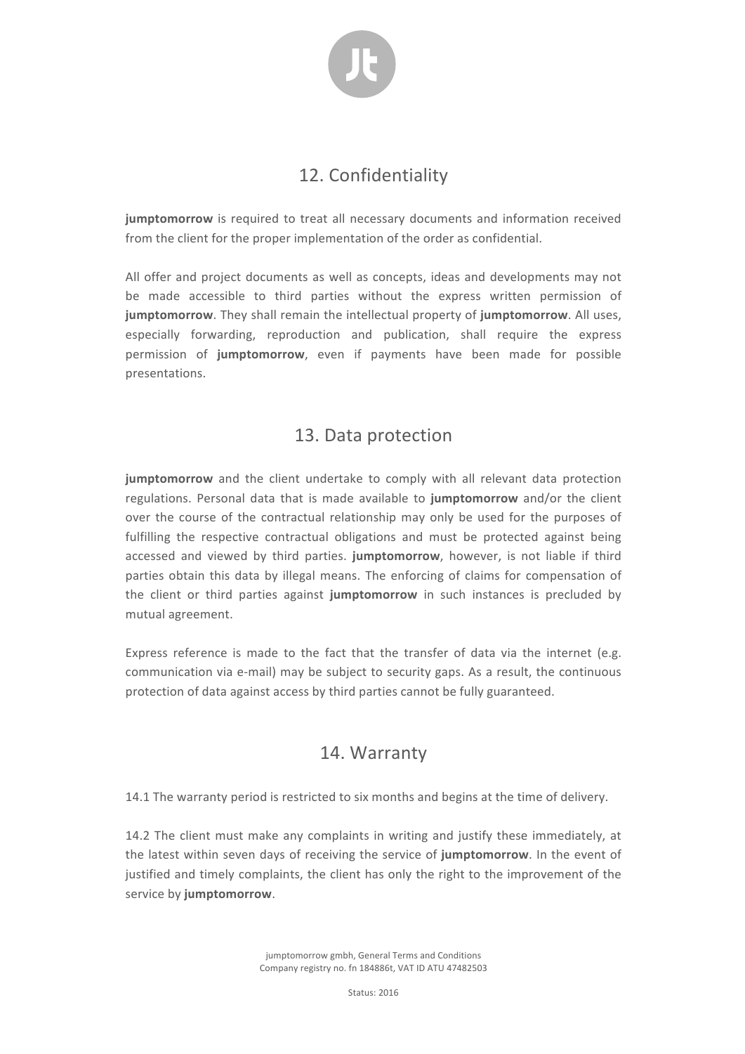## 12. Confidentiality

**jumptomorrow** is required to treat all necessary documents and information received from the client for the proper implementation of the order as confidential.

All offer and project documents as well as concepts, ideas and developments may not be made accessible to third parties without the express written permission of **jumptomorrow**. They shall remain the intellectual property of **jumptomorrow**. All uses, especially forwarding, reproduction and publication, shall require the express permission of **jumptomorrow**, even if payments have been made for possible presentations.

## 13. Data protection

**jumptomorrow** and the client undertake to comply with all relevant data protection regulations. Personal data that is made available to **jumptomorrow** and/or the client over the course of the contractual relationship may only be used for the purposes of fulfilling the respective contractual obligations and must be protected against being accessed and viewed by third parties. **jumptomorrow**, however, is not liable if third parties obtain this data by illegal means. The enforcing of claims for compensation of the client or third parties against **jumptomorrow** in such instances is precluded by mutual agreement.

Express reference is made to the fact that the transfer of data via the internet (e.g. communication via e-mail) may be subject to security gaps. As a result, the continuous protection of data against access by third parties cannot be fully guaranteed.

## 14. Warranty

14.1 The warranty period is restricted to six months and begins at the time of delivery.

14.2 The client must make any complaints in writing and justify these immediately, at the latest within seven days of receiving the service of **jumptomorrow**. In the event of justified and timely complaints, the client has only the right to the improvement of the service by **jumptomorrow**.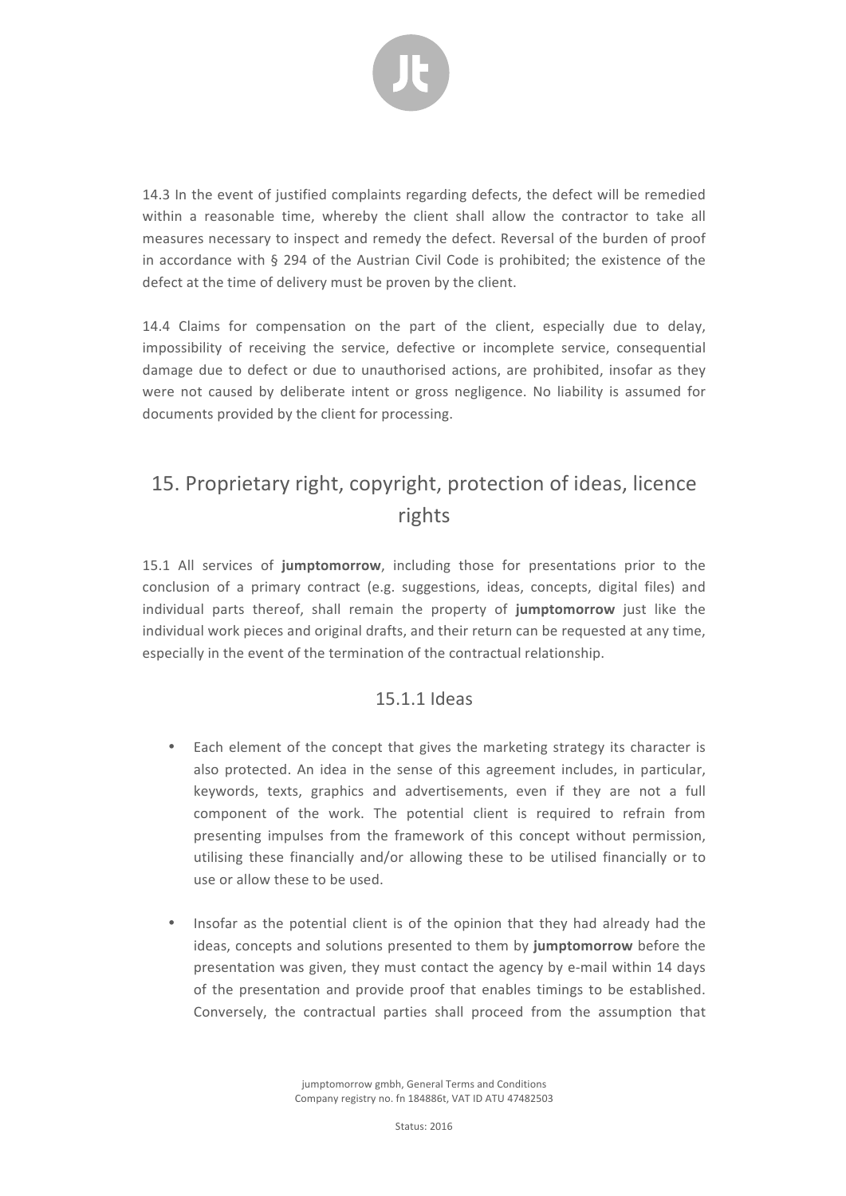14.3 In the event of justified complaints regarding defects, the defect will be remedied within a reasonable time, whereby the client shall allow the contractor to take all measures necessary to inspect and remedy the defect. Reversal of the burden of proof in accordance with § 294 of the Austrian Civil Code is prohibited; the existence of the defect at the time of delivery must be proven by the client.

14.4 Claims for compensation on the part of the client, especially due to delay, impossibility of receiving the service, defective or incomplete service, consequential damage due to defect or due to unauthorised actions, are prohibited, insofar as they were not caused by deliberate intent or gross negligence. No liability is assumed for documents provided by the client for processing.

## 15. Proprietary right, copyright, protection of ideas, licence rights

15.1 All services of **jumptomorrow**, including those for presentations prior to the conclusion of a primary contract (e.g. suggestions, ideas, concepts, digital files) and individual parts thereof, shall remain the property of **jumptomorrow** just like the individual work pieces and original drafts, and their return can be requested at any time, especially in the event of the termination of the contractual relationship.

### 15.1.1 Ideas

- Each element of the concept that gives the marketing strategy its character is also protected. An idea in the sense of this agreement includes, in particular, keywords, texts, graphics and advertisements, even if they are not a full component of the work. The potential client is required to refrain from presenting impulses from the framework of this concept without permission, utilising these financially and/or allowing these to be utilised financially or to use or allow these to be used.

- Insofar as the potential client is of the opinion that they had already had the ideas, concepts and solutions presented to them by **jumptomorrow** before the presentation was given, they must contact the agency by e-mail within 14 days of the presentation and provide proof that enables timings to be established. Conversely, the contractual parties shall proceed from the assumption that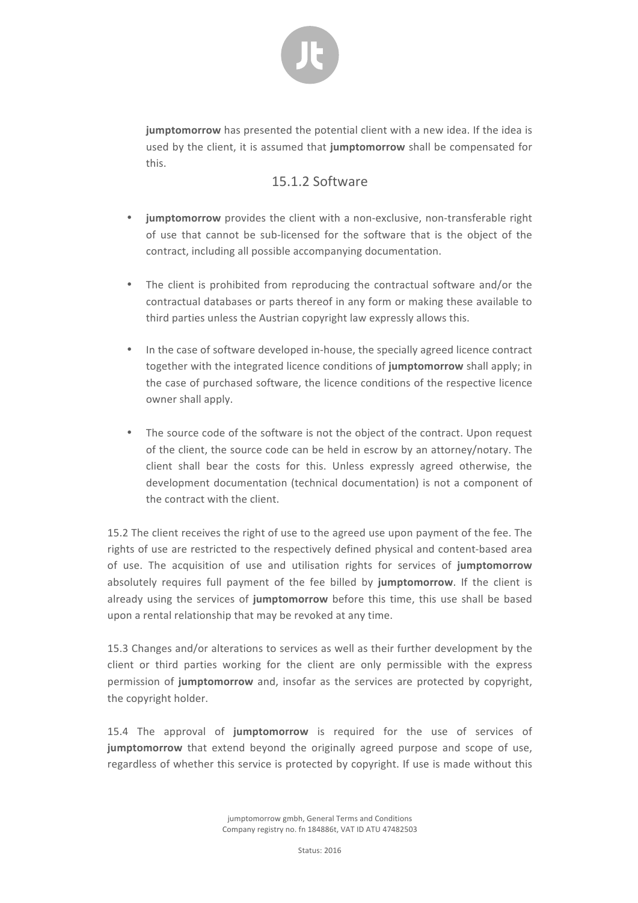**jumptomorrow** has presented the potential client with a new idea. If the idea is used by the client, it is assumed that **jumptomorrow** shall be compensated for this.

### 15.1.2 Software

- **jumptomorrow** provides the client with a non-exclusive, non-transferable right of use that cannot be sub-licensed for the software that is the object of the contract, including all possible accompanying documentation.

- The client is prohibited from reproducing the contractual software and/or the contractual databases or parts thereof in any form or making these available to third parties unless the Austrian copyright law expressly allows this.

- In the case of software developed in-house, the specially agreed licence contract together with the integrated licence conditions of **jumptomorrow** shall apply; in the case of purchased software, the licence conditions of the respective licence owner shall apply.

- The source code of the software is not the object of the contract. Upon request of the client, the source code can be held in escrow by an attorney/notary. The client shall bear the costs for this. Unless expressly agreed otherwise, the development documentation (technical documentation) is not a component of the contract with the client.

15.2 The client receives the right of use to the agreed use upon payment of the fee. The rights of use are restricted to the respectively defined physical and content-based area of use. The acquisition of use and utilisation rights for services of **jumptomorrow** absolutely requires full payment of the fee billed by **jumptomorrow**. If the client is already using the services of **jumptomorrow** before this time, this use shall be based upon a rental relationship that may be revoked at any time.

15.3 Changes and/or alterations to services as well as their further development by the client or third parties working for the client are only permissible with the express permission of **jumptomorrow** and, insofar as the services are protected by copyright, the copyright holder.

15.4 The approval of **jumptomorrow** is required for the use of services of **jumptomorrow** that extend beyond the originally agreed purpose and scope of use, regardless of whether this service is protected by copyright. If use is made without this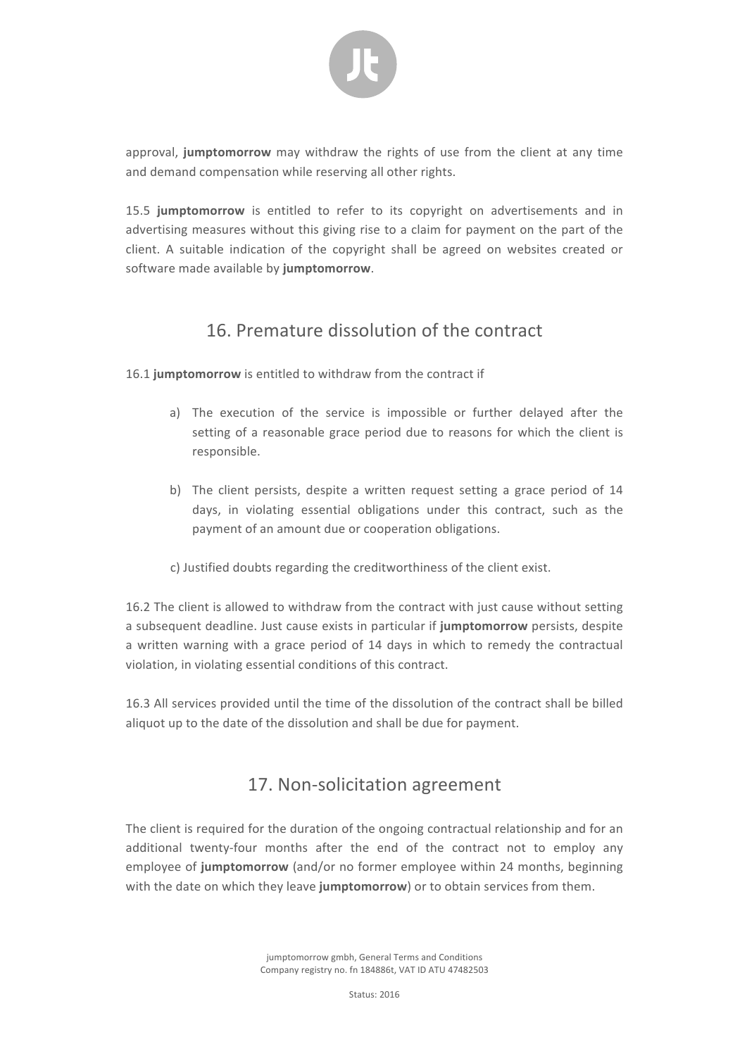approval, **jumptomorrow** may withdraw the rights of use from the client at any time and demand compensation while reserving all other rights.

15.5 **jumptomorrow** is entitled to refer to its copyright on advertisements and in advertising measures without this giving rise to a claim for payment on the part of the client. A suitable indication of the copyright shall be agreed on websites created or software made available by **jumptomorrow**.

## 16. Premature dissolution of the contract

16.1 **jumptomorrow** is entitled to withdraw from the contract if

a) The execution of the service is impossible or further delayed after the setting of a reasonable grace period due to reasons for which the client is responsible.

b) The client persists, despite a written request setting a grace period of 14 days, in violating essential obligations under this contract, such as the payment of an amount due or cooperation obligations.

c) Justified doubts regarding the creditworthiness of the client exist.

16.2 The client is allowed to withdraw from the contract with just cause without setting a subsequent deadline. Just cause exists in particular if **jumptomorrow** persists, despite a written warning with a grace period of 14 days in which to remedy the contractual violation, in violating essential conditions of this contract.

16.3 All services provided until the time of the dissolution of the contract shall be billed aliquot up to the date of the dissolution and shall be due for payment.

## 17. Non-solicitation agreement

The client is required for the duration of the ongoing contractual relationship and for an additional twenty-four months after the end of the contract not to employ any employee of **jumptomorrow** (and/or no former employee within 24 months, beginning with the date on which they leave **jumptomorrow**) or to obtain services from them.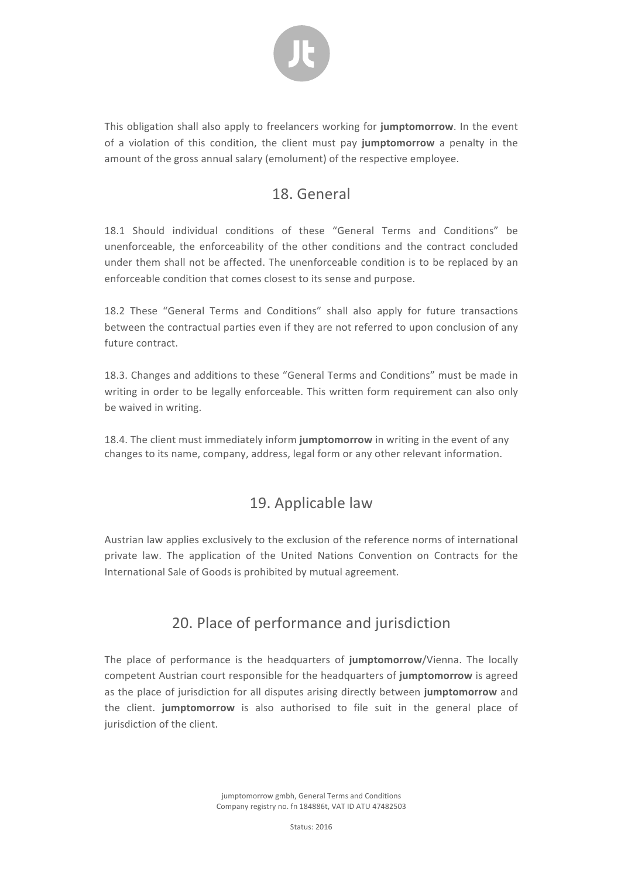This obligation shall also apply to freelancers working for **jumptomorrow**. In the event of a violation of this condition, the client must pay **jumptomorrow** a penalty in the amount of the gross annual salary (emolument) of the respective employee.

## 18. General

18.1 Should individual conditions of these “General Terms and Conditions” be unenforceable, the enforceability of the other conditions and the contract concluded under them shall not be affected. The unenforceable condition is to be replaced by an enforceable condition that comes closest to its sense and purpose.

18.2 These “General Terms and Conditions” shall also apply for future transactions between the contractual parties even if they are not referred to upon conclusion of any future contract.

18.3. Changes and additions to these “General Terms and Conditions” must be made in writing in order to be legally enforceable. This written form requirement can also only be waived in writing.

18.4. The client must immediately inform **jumptomorrow** in writing in the event of any changes to its name, company, address, legal form or any other relevant information.

## 19. Applicable law

Austrian law applies exclusively to the exclusion of the reference norms of international private law. The application of the United Nations Convention on Contracts for the International Sale of Goods is prohibited by mutual agreement.

## 20. Place of performance and jurisdiction

The place of performance is the headquarters of **jumptomorrow**/Vienna. The locally competent Austrian court responsible for the headquarters of **jumptomorrow** is agreed as the place of jurisdiction for all disputes arising directly between **jumptomorrow** and the client. **jumptomorrow** is also authorised to file suit in the general place of jurisdiction of the client.